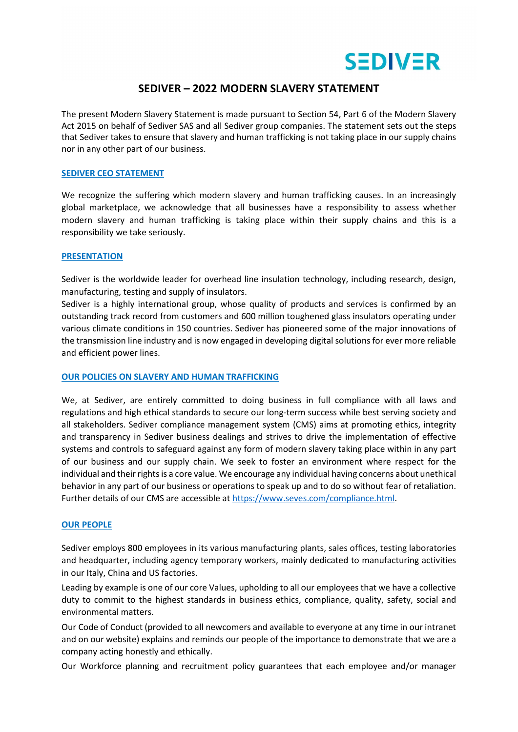# SEDIVER – 2022 MODERN SLAVERY STATEMENT

The present Modern Slavery Statement is made pursuant to Section 54, Part 6 of the Modern Slavery Act 2015 on behalf of Sediver SAS and all Sediver group companies. The statement sets out the steps that Sediver takes to ensure that slavery and human trafficking is not taking place in our supply chains nor in any other part of our business.

## SEDIVER CEO STATEMENT

We recognize the suffering which modern slavery and human trafficking causes. In an increasingly global marketplace, we acknowledge that all businesses have a responsibility to assess whether modern slavery and human trafficking is taking place within their supply chains and this is a responsibility we take seriously.

## PRESENTATION

Sediver is the worldwide leader for overhead line insulation technology, including research, design, manufacturing, testing and supply of insulators.

Sediver is a highly international group, whose quality of products and services is confirmed by an outstanding track record from customers and 600 million toughened glass insulators operating under various climate conditions in 150 countries. Sediver has pioneered some of the major innovations of the transmission line industry and is now engaged in developing digital solutions for ever more reliable and efficient power lines.

## OUR POLICIES ON SLAVERY AND HUMAN TRAFFICKING

We, at Sediver, are entirely committed to doing business in full compliance with all laws and regulations and high ethical standards to secure our long-term success while best serving society and all stakeholders. Sediver compliance management system (CMS) aims at promoting ethics, integrity and transparency in Sediver business dealings and strives to drive the implementation of effective systems and controls to safeguard against any form of modern slavery taking place within in any part of our business and our supply chain. We seek to foster an environment where respect for the individual and their rights is a core value. We encourage any individual having concerns about unethical behavior in any part of our business or operations to speak up and to do so without fear of retaliation. Further details of our CMS are accessible at https://www.seves.com/compliance.html.

## OUR PEOPLE

Sediver employs 800 employees in its various manufacturing plants, sales offices, testing laboratories and headquarter, including agency temporary workers, mainly dedicated to manufacturing activities in our Italy, China and US factories.

Leading by example is one of our core Values, upholding to all our employees that we have a collective duty to commit to the highest standards in business ethics, compliance, quality, safety, social and environmental matters.

Our Code of Conduct (provided to all newcomers and available to everyone at any time in our intranet and on our website) explains and reminds our people of the importance to demonstrate that we are a company acting honestly and ethically.

Our Workforce planning and recruitment policy guarantees that each employee and/or manager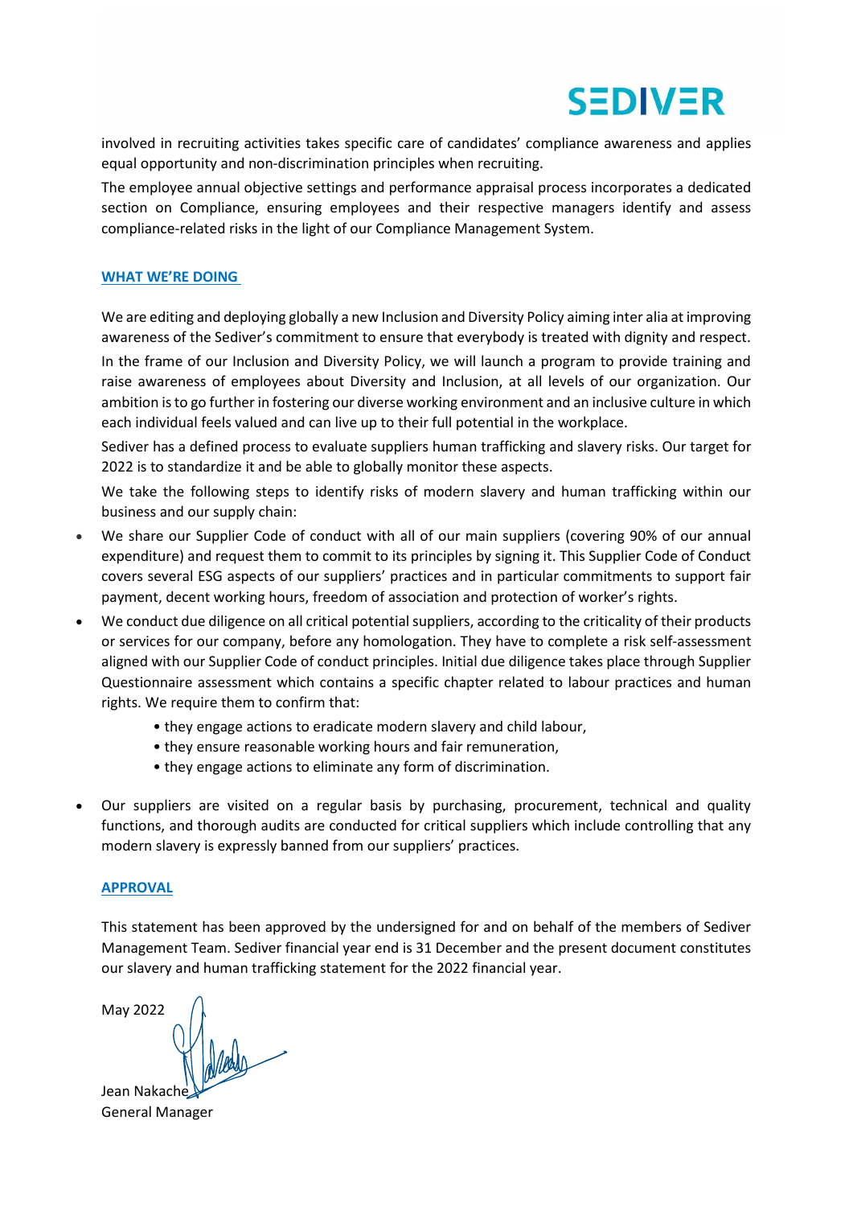involved in recruiting activities takes specific care of candidates' compliance awareness and applies equal opportunity and non-discrimination principles when recruiting.

The employee annual objective settings and performance appraisal process incorporates a dedicated section on Compliance, ensuring employees and their respective managers identify and assess compliance-related risks in the light of our Compliance Management System.

## WHAT WE'RE DOING

We are editing and deploying globally a new Inclusion and Diversity Policy aiming inter alia at improving awareness of the Sediver's commitment to ensure that everybody is treated with dignity and respect.

In the frame of our Inclusion and Diversity Policy, we will launch a program to provide training and raise awareness of employees about Diversity and Inclusion, at all levels of our organization. Our ambition is to go further in fostering our diverse working environment and an inclusive culture in which each individual feels valued and can live up to their full potential in the workplace.

Sediver has a defined process to evaluate suppliers human trafficking and slavery risks. Our target for 2022 is to standardize it and be able to globally monitor these aspects.

We take the following steps to identify risks of modern slavery and human trafficking within our business and our supply chain:

- We share our Supplier Code of conduct with all of our main suppliers (covering 90% of our annual expenditure) and request them to commit to its principles by signing it. This Supplier Code of Conduct covers several ESG aspects of our suppliers' practices and in particular commitments to support fair payment, decent working hours, freedom of association and protection of worker's rights.
- We conduct due diligence on all critical potential suppliers, according to the criticality of their products or services for our company, before any homologation. They have to complete a risk self-assessment aligned with our Supplier Code of conduct principles. Initial due diligence takes place through Supplier Questionnaire assessment which contains a specific chapter related to labour practices and human rights. We require them to confirm that:
  - they engage actions to eradicate modern slavery and child labour,
  - they ensure reasonable working hours and fair remuneration,
  - they engage actions to eliminate any form of discrimination.
- Our suppliers are visited on a regular basis by purchasing, procurement, technical and quality functions, and thorough audits are conducted for critical suppliers which include controlling that any modern slavery is expressly banned from our suppliers' practices.

## APPROVAL

This statement has been approved by the undersigned for and on behalf of the members of Sediver Management Team. Sediver financial year end is 31 December and the present document constitutes our slavery and human trafficking statement for the 2022 financial year.

May 2022

Jean Nakache
General Manager